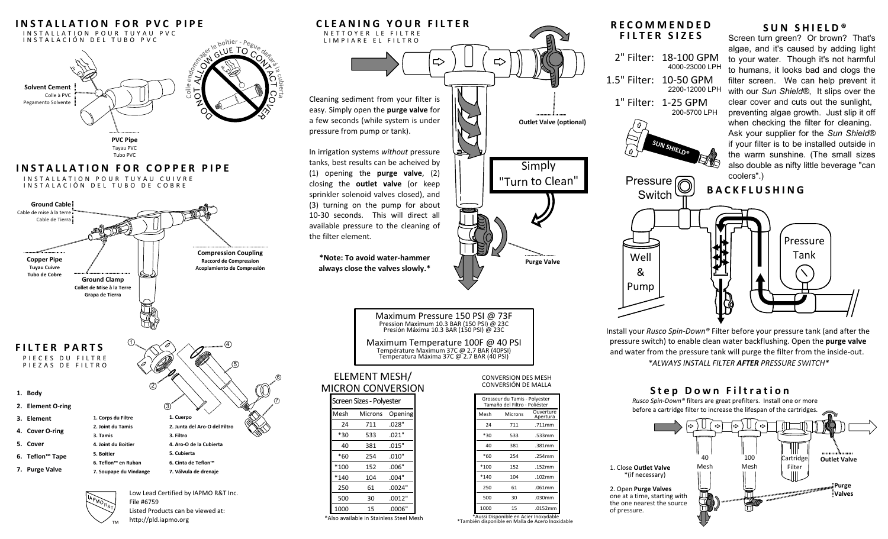# INSTALLATION FOR PVC PIPE

INSTALLATION POUR TUYAU PVC
INSTALACIÓN DEL TUBO PVC

**Solvent Cement**
Colle à PVC
Pegamento Solvente

**PVC Pipe**
Tayau PVC
Tubo PVC

DO NOT ALLOW GLUE TO CONTACT COVER
Colle endommager le boîtier - Pegue dañará la cubierta

# INSTALLATION FOR COPPER PIPE

INSTALLATION POUR TUYAU CUIVRE
INSTALACIÓN DEL TUBO DE COBRE

**Ground Cable**
Cable de mise à la terre
Cable de Tierra

**Copper Pipe**
**Tuyau Cuivre**
**Tubo de Cobre**

**Ground Clamp**
**Collet de Mise à la Terre**
**Grapa de Tierra**

**Compression Coupling**
**Raccord de Compression**
**Acoplamiento de Compresión**

# FILTER PARTS

PIECES DU FILTRE
PIEZAS DE FILTRO

1. **Body**
2. **Element O-ring**
3. **Element**
4. **Cover O-ring**
5. **Cover**
6. **Teflon™ Tape**
7. **Purge Valve**

1. Corps du Filtre
2. Joint du Tamis
3. Tamis
4. Joint du Boitier
5. Boitier
6. Teflon™ en Ruban
7. Soupape du Vindange

1. Cuerpo
2. Junta del Aro-O del Filtro
3. Filtro
4. Aro-O de la Cubierta
5. Cubierta
6. Cinta de Teflon™
7. Válvula de drenaje

Low Lead Certified by IAPMO R&T Inc.
File #6759
Listed Products can be viewed at:
http://pld.iapmo.org

# CLEANING YOUR FILTER

NETTOYER LE FILTRE
LIMPIARE EL FILTRO

Cleaning sediment from your filter is easy. Simply open the **purge valve** for a few seconds (while system is under pressure from pump or tank).

In irrigation systems *without* pressure tanks, best results can be acheived by (1) opening the **purge valve**, (2) closing the **outlet valve** (or keep sprinkler solenoid valves closed), and (3) turning on the pump for about 10-30 seconds. This will direct all available pressure to the cleaning of the filter element.

**\*Note: To avoid water-hammer always close the valves slowly.\***

Simply "Turn to Clean"

**Outlet Valve (optional)**

**Purge Valve**

Maximum Pressure 150 PSI @ 73F
Pression Maximum 10.3 BAR (150 PSI) @ 23C
Presión Máxima 10.3 BAR (150 PSI) @ 23C

Maximum Temperature 100F @ 40 PSI
Température Maximum 37C @ 2.7 BAR (40PSI)
Temperatura Máxima 37C @ 2.7 BAR (40 PSI)

## ELEMENT MESH/ MICRON CONVERSION

| Screen Sizes - Polyester | | |
|---|---|---|
| Mesh | Microns | Opening |
| 24 | 711 | .028" |
| *30 | 533 | .021" |
| 40 | 381 | .015" |
| *60 | 254 | .010" |
| *100 | 152 | .006" |
| *140 | 104 | .004" |
| 250 | 61 | .0024" |
| 500 | 30 | .0012" |
| 1000 | 15 | .0006" |

*Also available in Stainless Steel Mesh

CONVERSION DES MESH
CONVERSIÓN DE MALLA

| Grosseur du Tamis - Polyester / Tamaño del Filtro - Poliéster | | |
|---|---|---|
| Mesh | Microns | Ouverture / Apertura |
| 24 | 711 | .711mm |
| *30 | 533 | .533mm |
| 40 | 381 | .381mm |
| *60 | 254 | .254mm |
| *100 | 152 | .152mm |
| *140 | 104 | .102mm |
| 250 | 61 | .061mm |
| 500 | 30 | .030mm |
| 1000 | 15 | .0152mm |

*Aussi Disponible en Acier Inoxydable
*También disponible en Malla de Acero Inoxidable

# RECOMMENDED FILTER SIZES

2" Filter: 18-100 GPM — 4000-23000 LPH
1.5" Filter: 10-50 GPM — 2200-12000 LPH
1" Filter: 1-25 GPM — 200-5700 LPH

# SUN SHIELD®

Screen turn green? Or brown? That's algae, and it's caused by adding light to your water. Though it's not harmful to humans, it looks bad and clogs the filter screen. We can help prevent it with our *Sun Shield®*. It slips over the clear cover and cuts out the sunlight, preventing algae growth. Just slip it off when checking the filter for cleaning. Ask your supplier for the *Sun Shield®* if your filter is to be installed outside in the warm sunshine. (The small sizes also double as nifty little beverage "can coolers".)

# BACKFLUSHING

Pressure Switch — Well & Pump — Pressure Tank

Install your *Rusco Spin-Down®* Filter before your pressure tank (and after the pressure switch) to enable clean water backflushing. Open the **purge valve** and water from the pressure tank will purge the filter from the inside-out.

*\*ALWAYS INSTALL FILTER **AFTER** PRESSURE SWITCH\**

# Step Down Filtration

*Rusco Spin-Down®* filters are great prefilters. Install one or more before a cartridge filter to increase the lifespan of the cartridges.

40 Mesh — 100 Mesh — Cartridge Filter — **Outlet Valve** — **Purge Valves**

1. Close **Outlet Valve** *(if necessary)
2. Open **Purge Valves** one at a time, starting with the one nearest the source of pressure.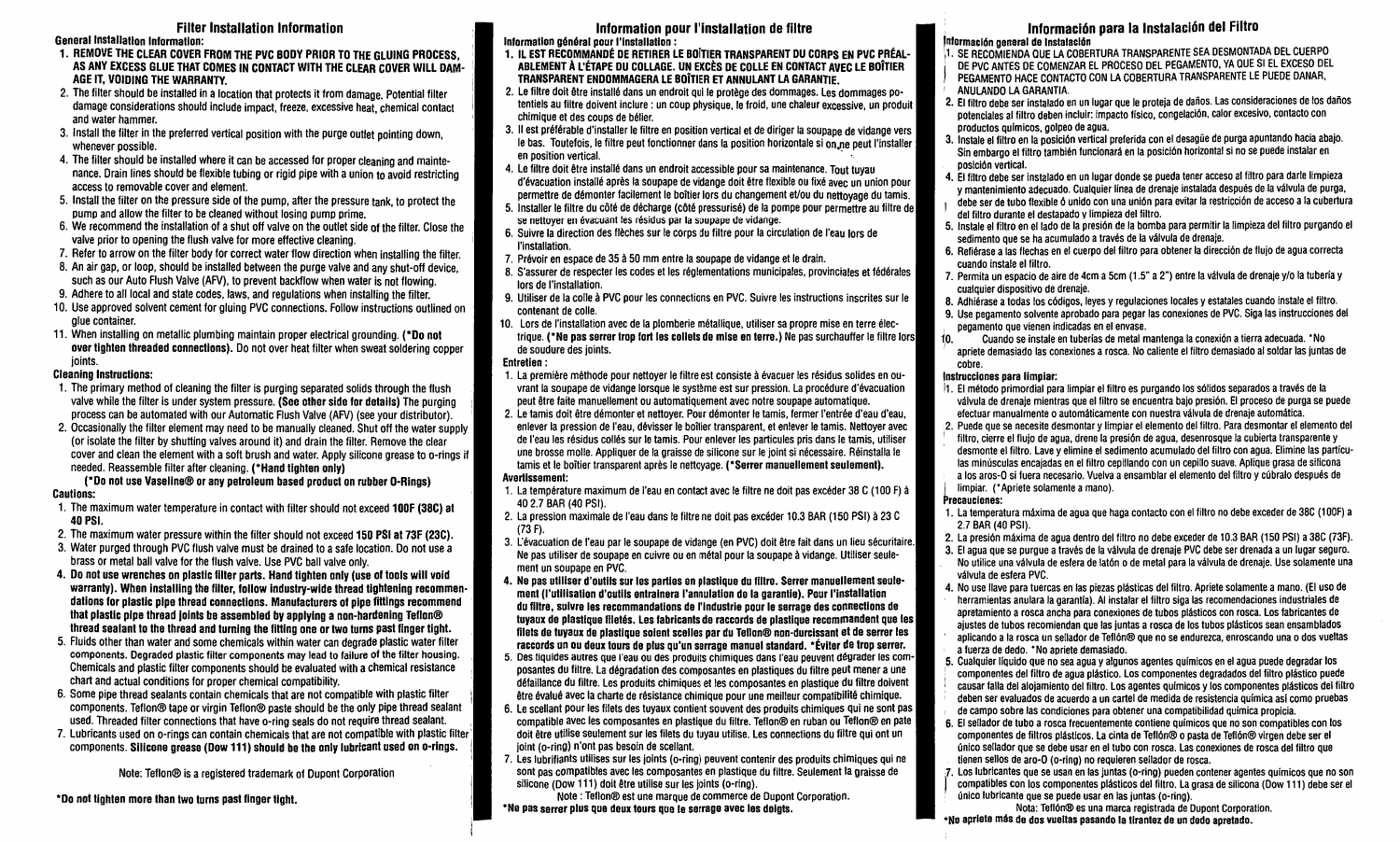## Filter Installation Information

**General Installation Information:**

1. **REMOVE THE CLEAR COVER FROM THE PVC BODY PRIOR TO THE GLUING PROCESS, AS ANY EXCESS GLUE THAT COMES IN CONTACT WITH THE CLEAR COVER WILL DAMAGE IT, VOIDING THE WARRANTY.**
2. The filter should be installed in a location that protects it from damage. Potential filter damage considerations should include impact, freeze, excessive heat, chemical contact and water hammer.
3. Install the filter in the preferred vertical position with the purge outlet pointing down, whenever possible.
4. The filter should be installed where it can be accessed for proper cleaning and maintenance. Drain lines should be flexible tubing or rigid pipe with a union to avoid restricting access to removable cover and element.
5. Install the filter on the pressure side of the pump, after the pressure tank, to protect the pump and allow the filter to be cleaned without losing pump prime.
6. We recommend the installation of a shut off valve on the outlet side of the filter. Close the valve prior to opening the flush valve for more effective cleaning.
7. Refer to arrow on the filter body for correct water flow direction when installing the filter.
8. An air gap, or loop, should be installed between the purge valve and any shut-off device, such as our Auto Flush Valve (AFV), to prevent backflow when water is not flowing.
9. Adhere to all local and state codes, laws, and regulations when installing the filter.
10. Use approved solvent cement for gluing PVC connections. Follow instructions outlined on glue container.
11. When installing on metallic plumbing maintain proper electrical grounding. **(*Do not over tighten threaded connections).** Do not over heat filter when sweat soldering copper joints.

**Cleaning Instructions:**

1. The primary method of cleaning the filter is purging separated solids through the flush valve while the filter is under system pressure. **(See other side for details)** The purging process can be automated with our Automatic Flush Valve (AFV) (see your distributor).
2. Occasionally the filter element may need to be manually cleaned. Shut off the water supply (or isolate the filter by shutting valves around it) and drain the filter. Remove the clear cover and clean the element with a soft brush and water. Apply silicone grease to o-rings if needed. Reassemble filter after cleaning. **(*Hand tighten only)**

**(*Do not use Vaseline® or any petroleum based product on rubber O-Rings)**

**Cautions:**

1. The maximum water temperature in contact with filter should not exceed **100F (38C) at 40 PSI.**
2. The maximum water pressure within the filter should not exceed **150 PSI at 73F (23C).**
3. Water purged through PVC flush valve must be drained to a safe location. Do not use a brass or metal ball valve for the flush valve. Use PVC ball valve only.
4. **Do not use wrenches on plastic filter parts. Hand tighten only (use of tools will void warranty). When installing the filter, follow industry-wide thread tightening recommendations for plastic pipe thread connections. Manufacturers of pipe fittings recommend that plastic pipe thread joints be assembled by applying a non-hardening Teflon® thread sealant to the thread and turning the fitting one or two turns past finger tight.**
5. Fluids other than water and some chemicals within water can degrade plastic water filter components. Degraded plastic filter components may lead to failure of the filter housing. Chemicals and plastic filter components should be evaluated with a chemical resistance chart and actual conditions for proper chemical compatibility.
6. Some pipe thread sealants contain chemicals that are not compatible with plastic filter components. Teflon® tape or virgin Teflon® paste should be the only pipe thread sealant used. Threaded filter connections that have o-ring seals do not require thread sealant.
7. Lubricants used on o-rings can contain chemicals that are not compatible with plastic filter components. **Silicone grease (Dow 111) should be the only lubricant used on o-rings.**

Note: Teflon® is a registered trademark of Dupont Corporation

**\*Do not tighten more than two turns past finger tight.**

## Information pour l'installation de filtre

**Information général pour l'installation :**

1. **IL EST RECOMMANDÉ DE RETIRER LE BOÎTIER TRANSPARENT DU CORPS EN PVC PRÉALABLEMENT À L'ÉTAPE DU COLLAGE. UN EXCÈS DE COLLE EN CONTACT AVEC LE BOÎTIER TRANSPARENT ENDOMMAGERA LE BOÎTIER ET ANNULANT LA GARANTIE.**
2. Le filtre doit être installé dans un endroit qui le protège des dommages. Les dommages potentiels au filtre doivent inclure : un coup physique, le froid, une chaleur excessive, un produit chimique et des coups de bélier.
3. Il est préférable d'installer le filtre en position vertical et de diriger la soupape de vidange vers le bas. Toutefois, le filtre peut fonctionner dans la position horizontale si on ne peut l'installer en position vertical.
4. Le filtre doit être installé dans un endroit accessible pour sa maintenance. Tout tuyau d'évacuation installé après la soupape de vidange doit être flexible ou fixé avec un union pour permettre de démonter facilement le boîtier lors du changement et/ou du nettoyage du tamis.
5. Installer le filtre du côté de décharge (côté pressurisé) de la pompe pour permettre au filtre de se nettoyer en évacuant les résidus par la soupape de vidange.
6. Suivre la direction des flèches sur le corps du filtre pour la circulation de l'eau lors de l'installation.
7. Prévoir en espace de 35 à 50 mm entre la soupape de vidange et le drain.
8. S'assurer de respecter les codes et les réglementations municipales, provinciales et fédérales lors de l'installation.
9. Utiliser de la colle à PVC pour les connections en PVC. Suivre les instructions inscrites sur le contenant de colle.
10. Lors de l'installation avec de la plomberie métallique, utiliser sa propre mise en terre électrique. **(*Ne pas serrer trop fort les collets de mise en terre.)** Ne pas surchauffer le filtre lors de soudure des joints.

**Entretien :**

1. La première méthode pour nettoyer le filtre est consiste à évacuer les résidus solides en ouvrant la soupape de vidange lorsque le système est sur pression. La procédure d'évacuation peut être faite manuellement ou automatiquement avec notre soupape automatique.
2. Le tamis doit être démonter et nettoyer. Pour démonter le tamis, fermer l'entrée d'eau d'eau, enlever la pression de l'eau, dévisser le boîtier transparent, et enlever le tamis. Nettoyer avec de l'eau les résidus collés sur le tamis. Pour enlever les particules pris dans le tamis, utiliser une brosse molle. Appliquer de la graisse de silicone sur le joint si nécessaire. Réinstalle le tamis et le boîtier transparent après le nettoyage. **(*Serrer manuellement seulement).**

**Avertissement:**

1. La température maximum de l'eau en contact avec le filtre ne doit pas excéder 38 C (100 F) à 40 2.7 BAR (40 PSI).
2. La pression maximale de l'eau dans le filtre ne doit pas excéder 10.3 BAR (150 PSI) à 23 C (73 F).
3. L'évacuation de l'eau par le soupape de vidange (en PVC) doit être fait dans un lieu sécuritaire. Ne pas utiliser de soupape en cuivre ou en métal pour la soupape à vidange. Utiliser seulement un soupape en PVC.
4. **Ne pas utiliser d'outils sur les parties en plastique du filtre. Serrer manuellement seulement (l'utilisation d'outils entraînera l'annulation de la garantie). Pour l'installation du filtre, suivre les recommandations de l'industrie pour le serrage des connections de tuyaux de plastique filetés. Les fabricants de raccords de plastique recommandent que les filets de tuyaux de plastique soient scellés par du Teflon® non-durcissant et de serrer les raccords un ou deux tours de plus qu'un sarrage manuel standard. *Éviter de trop serrer.**
5. Des liquides autres que l'eau ou des produits chimiques dans l'eau peuvent dégrader les composantes du filtre. La dégradation des composantes en plastiques du filtre peut mener a une défaillance du filtre. Les produits chimiques et les composantes en plastique du filtre doivent être évalué avec la charte de résistance chimique pour une meilleur compatibilité chimique.
6. Le scellant pour les filets des tuyaux contient souvent des produits chimiques qui ne sont pas compatible avec les composantes en plastique du filtre. Teflon® en ruban ou Teflon® en pate doit être utilise seulement sur les filets du tuyau utilise. Les connections du filtre qui ont un joint (o-ring) n'ont pas besoin de scellant.
7. Les lubrifiants utilisés sur les joints (o-ring) peuvent contenir des produits chimiques qui ne sont pas compatibles avec les composantes en plastique du filtre. Seulement la graisse de silicone (Dow 111) doit être utilise sur les joints (o-ring).

Note : Teflon® est une marque de commerce de Dupont Corporation.

**\*Ne pas serrer plus que deux tours que le serrage avec les doigts.**

## Información para la Instalación del Filtro

**Información general de Instalación**

1. SE RECOMIENDA QUE LA COBERTURA TRANSPARENTE SEA DESMONTADA DEL CUERPO DE PVC ANTES DE COMENZAR EL PROCESO DEL PEGAMENTO, YA QUE SI EL EXCESO DEL PEGAMENTO HACE CONTACTO CON LA COBERTURA TRANSPARENTE LE PUEDE DANAR, ANULANDO LA GARANTIA.
2. El filtro debe ser instalado en un lugar que le proteja de daños. Las consideraciones de los daños potenciales al filtro deben incluir: impacto físico, congelación, calor excesivo, contacto con productos químicos, golpeo de agua.
3. Instale el filtro en la posición vertical preferida con el desagüe de purga apuntando hacia abajo. Sin embargo el filtro también funcionará en la posición horizontal si no se puede instalar en posición vertical.
4. El filtro debe ser instalado en un lugar donde se pueda tener acceso al filtro para darle limpieza y mantenimiento adecuado. Cualquier línea de drenaje instalada después de la válvula de purga, debe ser de tubo flexible ó unido con una unión para evitar la restricción de acceso a la cubertura del filtro durante el destapado y limpieza del filtro.
5. Instale el filtro en el lado de la presión de la bomba para permitir la limpieza del filtro purgando el sedimento que se ha acumulado a través de la válvula de drenaje.
6. Refiérase a las flechas en el cuerpo del filtro para obtener la dirección de flujo de agua correcta cuando instale el filtro.
7. Permita un espacio de aire de 4cm a 5cm (1.5" a 2") entre la válvula de drenaje y/o la tubería y cualquier dispositivo de drenaje.
8. Adhiérase a todos los códigos, leyes y regulaciones locales y estatales cuando instale el filtro.
9. Use pegamento solvente aprobado para pegar las conexiones de PVC. Siga las instrucciones del pegamento que vienen indicadas en el envase.
10. Cuando se instale en tuberías de metal mantenga la conexión a tierra adecuada. *No apriete demasiado las conexiones a rosca. No caliente el filtro demasiado al soldar las juntas de cobre.

**Instrucciones para limpiar:**

1. El método primordial para limpiar el filtro es purgando los sólidos separados a través de la válvula de drenaje mientras que el filtro se encuentra bajo presión. El proceso de purga se puede efectuar manualmente o automáticamente con nuestra válvula de drenaje automática.
2. Puede que se necesite desmontar y limpiar el elemento del filtro. Para desmontar el elemento del filtro, cierre el flujo de agua, drene la presión de agua, desenrosque la cubierta transparente y desmonte el filtro. Lave y elimine el sedimento acumulado del filtro con agua. Elimine las partículas minúsculas encajadas en el filtro cepillando con un cepillo suave. Aplique grasa de silicona a los aros-O si fuera necesario. Vuelva a ensamblar el elemento del filtro y cúbralo después de limpiar. (*Apriete solamente a mano).

**Precauciones:**

1. La temperatura máxima de agua que haga contacto con el filtro no debe exceder de 38C (100F) a 2.7 BAR (40 PSI).
2. La presión máxima de agua dentro del filtro no debe exceder de 10.3 BAR (150 PSI) a 38C (73F).
3. El agua que se purgue a través de la válvula de drenaje PVC debe ser drenada a un lugar seguro. No utilice una válvula de esfera de latón o de metal para la válvula de drenaje. Use solamente una válvula de esfera PVC.
4. No use llave para tuercas en las piezas plásticas del filtro. Apriete solamente a mano. (El uso de herramientas anulara la garantía). Al instalar el filtro siga las recomendaciones industriales de apretamiento a rosca ancha para conexiones de tubos plásticos con rosca. Los fabricantes de ajustes de tubos recomiendan que las juntas a rosca de los tubos plásticos sean ensamblados aplicando a la rosca un sellador de Teflón® que no se endurezca, enroscando una o dos vueltas a fuerza de dedo. *No apriete demasiado.
5. Cualquier líquido que no sea agua y algunos agentes químicos en el agua puede degradar los componentes del filtro de agua plástico. Los componentes degradados del filtro plástico puede causar falla del alojamiento del filtro. Los agentes químicos y los componentes plásticos del filtro deben ser evaluados de acuerdo a un cartel de medida de resistencia química así como pruebas de campo sobre las condiciones para obtener una compatibilidad química propicia.
6. El sellador de tubo a rosca frecuentemente contiene químicos que no son compatibles con los componentes de filtros plásticos. La cinta de Teflón® o pasta de Teflón® virgen debe ser el único sellador que se debe usar en el tubo con rosca. Las conexiones de rosca del filtro que tienen sellos de aro-O (o-ring) no requieren sellador de rosca.
7. Los lubricantes que se usan en las juntas (o-ring) pueden contener agentes químicos que no son compatibles con los componentes plásticos del filtro. La grasa de silicona (Dow 111) debe ser el único lubricante que se puede usar en las juntas (o-ring).

Nota: Teflón® es una marca registrada de Dupont Corporation.

**\*No apriete más de dos vueltas pasando la tirantez de un dedo apretado.**